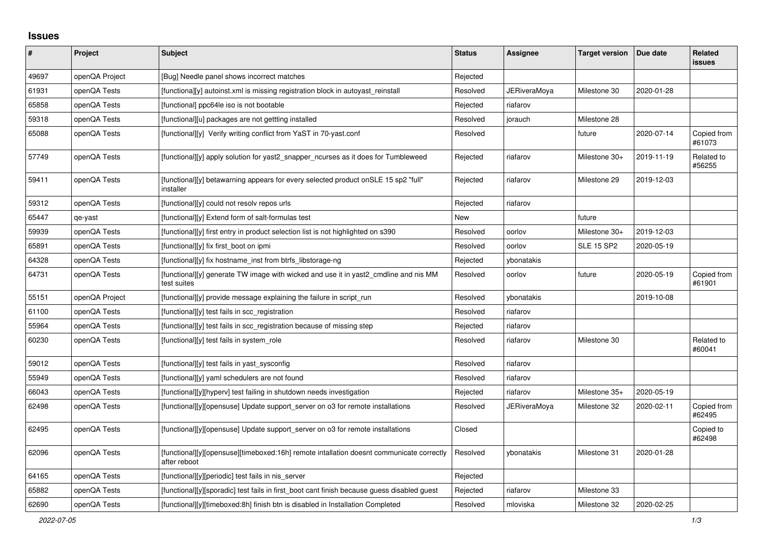# Issues

| # | Project | Subject | Status | Assignee | Target version | Due date | Related issues |
|---|---|---|---|---|---|---|---|
| 49697 | openQA Project | [Bug] Needle panel shows incorrect matches | Rejected | | | | |
| 61931 | openQA Tests | [functional][y] autoinst.xml is missing registration block in autoyast_reinstall | Resolved | JERiveraMoya | Milestone 30 | 2020-01-28 | |
| 65858 | openQA Tests | [functional] ppc64le iso is not bootable | Rejected | riafarov | | | |
| 59318 | openQA Tests | [functional][u] packages are not gettting installed | Resolved | jorauch | Milestone 28 | | |
| 65088 | openQA Tests | [functional][y]  Verify writing conflict from YaST in 70-yast.conf | Resolved | | future | 2020-07-14 | Copied from #61073 |
| 57749 | openQA Tests | [functional][y] apply solution for yast2_snapper_ncurses as it does for Tumbleweed | Rejected | riafarov | Milestone 30+ | 2019-11-19 | Related to #56255 |
| 59411 | openQA Tests | [functional][y] betawarning appears for every selected product onSLE 15 sp2 "full" installer | Rejected | riafarov | Milestone 29 | 2019-12-03 | |
| 59312 | openQA Tests | [functional][y] could not resolv repos urls | Rejected | riafarov | | | |
| 65447 | qe-yast | [functional][y] Extend form of salt-formulas test | New | | future | | |
| 59939 | openQA Tests | [functional][y] first entry in product selection list is not highlighted on s390 | Resolved | oorlov | Milestone 30+ | 2019-12-03 | |
| 65891 | openQA Tests | [functional][y] fix first_boot on ipmi | Resolved | oorlov | SLE 15 SP2 | 2020-05-19 | |
| 64328 | openQA Tests | [functional][y] fix hostname_inst from btrfs_libstorage-ng | Rejected | ybonatakis | | | |
| 64731 | openQA Tests | [functional][y] generate TW image with wicked and use it in yast2_cmdline and nis MM test suites | Resolved | oorlov | future | 2020-05-19 | Copied from #61901 |
| 55151 | openQA Project | [functional][y] provide message explaining the failure in script_run | Resolved | ybonatakis | | 2019-10-08 | |
| 61100 | openQA Tests | [functional][y] test fails in scc_registration | Resolved | riafarov | | | |
| 55964 | openQA Tests | [functional][y] test fails in scc_registration because of missing step | Rejected | riafarov | | | |
| 60230 | openQA Tests | [functional][y] test fails in system_role | Resolved | riafarov | Milestone 30 | | Related to #60041 |
| 59012 | openQA Tests | [functional][y] test fails in yast_sysconfig | Resolved | riafarov | | | |
| 55949 | openQA Tests | [functional][y] yaml schedulers are not found | Resolved | riafarov | | | |
| 66043 | openQA Tests | [functional][y][hyperv] test failing in shutdown needs investigation | Rejected | riafarov | Milestone 35+ | 2020-05-19 | |
| 62498 | openQA Tests | [functional][y][opensuse] Update support_server on o3 for remote installations | Resolved | JERiveraMoya | Milestone 32 | 2020-02-11 | Copied from #62495 |
| 62495 | openQA Tests | [functional][y][opensuse] Update support_server on o3 for remote installations | Closed | | | | Copied to #62498 |
| 62096 | openQA Tests | [functional][y][opensuse][timeboxed:16h] remote intallation doesnt communicate correctly after reboot | Resolved | ybonatakis | Milestone 31 | 2020-01-28 | |
| 64165 | openQA Tests | [functional][y][periodic] test fails in nis_server | Rejected | | | | |
| 65882 | openQA Tests | [functional][y][sporadic] test fails in first_boot cant finish because guess disabled guest | Rejected | riafarov | Milestone 33 | | |
| 62690 | openQA Tests | [functional][y][timeboxed:8h] finish btn is disabled in Installation Completed | Resolved | mloviska | Milestone 32 | 2020-02-25 | |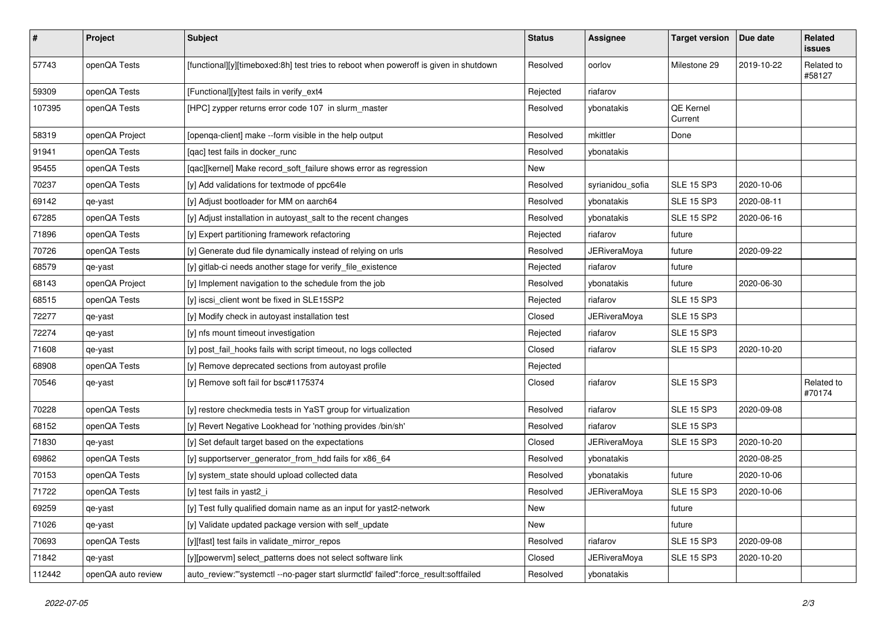| # | Project | Subject | Status | Assignee | Target version | Due date | Related issues |
|---|---|---|---|---|---|---|---|
| 57743 | openQA Tests | [functional][y][timeboxed:8h] test tries to reboot when poweroff is given in shutdown | Resolved | oorlov | Milestone 29 | 2019-10-22 | Related to #58127 |
| 59309 | openQA Tests | [Functional][y]test fails in verify_ext4 | Rejected | riafarov | | | |
| 107395 | openQA Tests | [HPC] zypper returns error code 107 in slurm_master | Resolved | ybonatakis | QE Kernel Current | | |
| 58319 | openQA Project | [openqa-client] make --form visible in the help output | Resolved | mkittler | Done | | |
| 91941 | openQA Tests | [qac] test fails in docker_runc | Resolved | ybonatakis | | | |
| 95455 | openQA Tests | [qac][kernel] Make record_soft_failure shows error as regression | New | | | | |
| 70237 | openQA Tests | [y] Add validations for textmode of ppc64le | Resolved | syrianidou_sofia | SLE 15 SP3 | 2020-10-06 | |
| 69142 | qe-yast | [y] Adjust bootloader for MM on aarch64 | Resolved | ybonatakis | SLE 15 SP3 | 2020-08-11 | |
| 67285 | openQA Tests | [y] Adjust installation in autoyast_salt to the recent changes | Resolved | ybonatakis | SLE 15 SP2 | 2020-06-16 | |
| 71896 | openQA Tests | [y] Expert partitioning framework refactoring | Rejected | riafarov | future | | |
| 70726 | openQA Tests | [y] Generate dud file dynamically instead of relying on urls | Resolved | JERiveraMoya | future | 2020-09-22 | |
| 68579 | qe-yast | [y] gitlab-ci needs another stage for verify_file_existence | Rejected | riafarov | future | | |
| 68143 | openQA Project | [y] Implement navigation to the schedule from the job | Resolved | ybonatakis | future | 2020-06-30 | |
| 68515 | openQA Tests | [y] iscsi_client wont be fixed in SLE15SP2 | Rejected | riafarov | SLE 15 SP3 | | |
| 72277 | qe-yast | [y] Modify check in autoyast installation test | Closed | JERiveraMoya | SLE 15 SP3 | | |
| 72274 | qe-yast | [y] nfs mount timeout investigation | Rejected | riafarov | SLE 15 SP3 | | |
| 71608 | qe-yast | [y] post_fail_hooks fails with script timeout, no logs collected | Closed | riafarov | SLE 15 SP3 | 2020-10-20 | |
| 68908 | openQA Tests | [y] Remove deprecated sections from autoyast profile | Rejected | | | | |
| 70546 | qe-yast | [y] Remove soft fail for bsc#1175374 | Closed | riafarov | SLE 15 SP3 | | Related to #70174 |
| 70228 | openQA Tests | [y] restore checkmedia tests in YaST group for virtualization | Resolved | riafarov | SLE 15 SP3 | 2020-09-08 | |
| 68152 | openQA Tests | [y] Revert Negative Lookhead for 'nothing provides /bin/sh' | Resolved | riafarov | SLE 15 SP3 | | |
| 71830 | qe-yast | [y] Set default target based on the expectations | Closed | JERiveraMoya | SLE 15 SP3 | 2020-10-20 | |
| 69862 | openQA Tests | [y] supportserver_generator_from_hdd fails for x86_64 | Resolved | ybonatakis | | 2020-08-25 | |
| 70153 | openQA Tests | [y] system_state should upload collected data | Resolved | ybonatakis | future | 2020-10-06 | |
| 71722 | openQA Tests | [y] test fails in yast2_i | Resolved | JERiveraMoya | SLE 15 SP3 | 2020-10-06 | |
| 69259 | qe-yast | [y] Test fully qualified domain name as an input for yast2-network | New | | future | | |
| 71026 | qe-yast | [y] Validate updated package version with self_update | New | | future | | |
| 70693 | openQA Tests | [y][fast] test fails in validate_mirror_repos | Resolved | riafarov | SLE 15 SP3 | 2020-09-08 | |
| 71842 | qe-yast | [y][powervm] select_patterns does not select software link | Closed | JERiveraMoya | SLE 15 SP3 | 2020-10-20 | |
| 112442 | openQA auto review | auto_review:"'systemctl --no-pager start slurmctld' failed":force_result:softfailed | Resolved | ybonatakis | | | |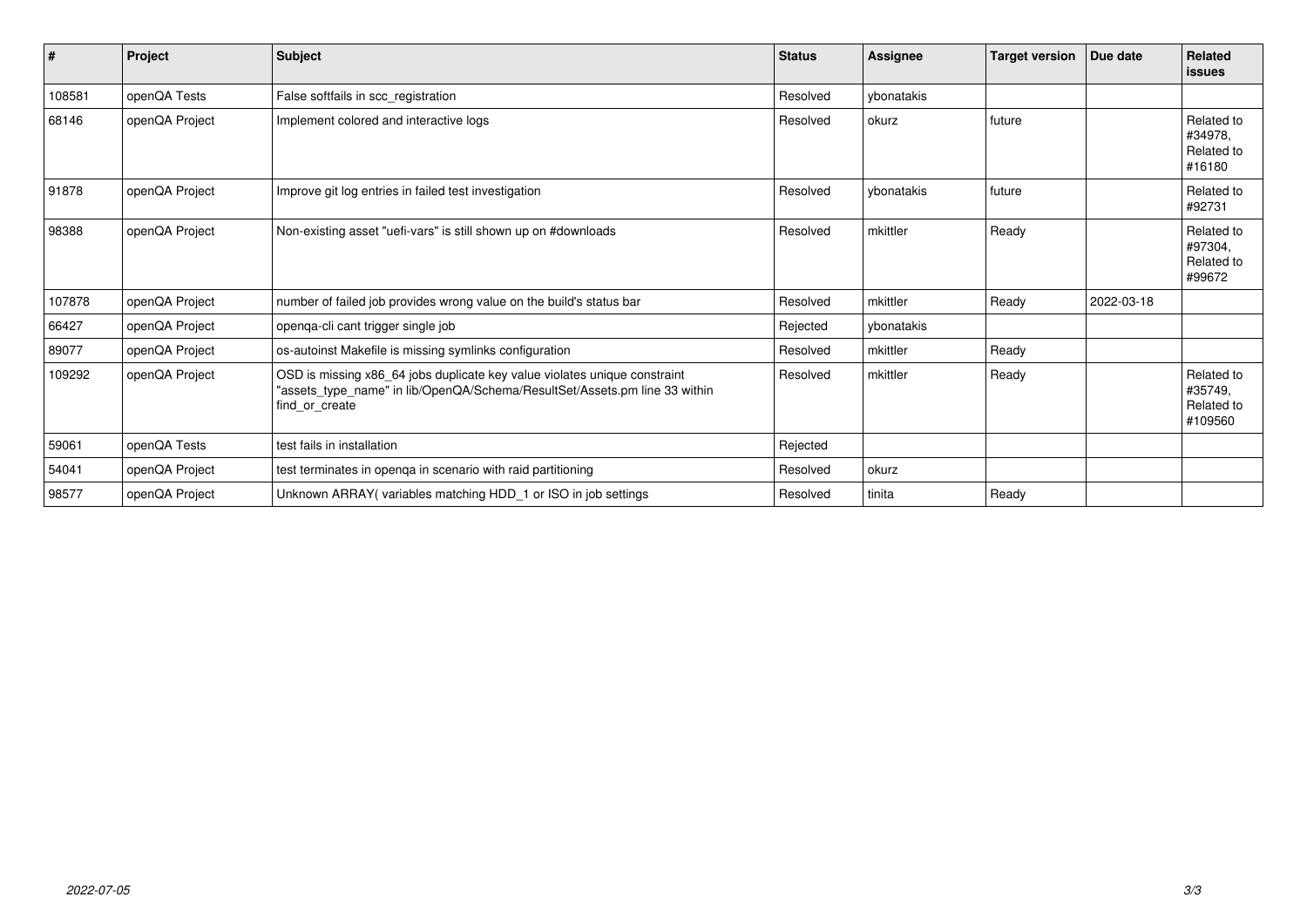| # | Project | Subject | Status | Assignee | Target version | Due date | Related issues |
|---|---|---|---|---|---|---|---|
| 108581 | openQA Tests | False softfails in scc_registration | Resolved | ybonatakis | | | |
| 68146 | openQA Project | Implement colored and interactive logs | Resolved | okurz | future | | Related to #34978, Related to #16180 |
| 91878 | openQA Project | Improve git log entries in failed test investigation | Resolved | ybonatakis | future | | Related to #92731 |
| 98388 | openQA Project | Non-existing asset "uefi-vars" is still shown up on #downloads | Resolved | mkittler | Ready | | Related to #97304, Related to #99672 |
| 107878 | openQA Project | number of failed job provides wrong value on the build's status bar | Resolved | mkittler | Ready | 2022-03-18 | |
| 66427 | openQA Project | openqa-cli cant trigger single job | Rejected | ybonatakis | | | |
| 89077 | openQA Project | os-autoinst Makefile is missing symlinks configuration | Resolved | mkittler | Ready | | |
| 109292 | openQA Project | OSD is missing x86_64 jobs duplicate key value violates unique constraint "assets_type_name" in lib/OpenQA/Schema/ResultSet/Assets.pm line 33 within find_or_create | Resolved | mkittler | Ready | | Related to #35749, Related to #109560 |
| 59061 | openQA Tests | test fails in installation | Rejected | | | | |
| 54041 | openQA Project | test terminates in openqa in scenario with raid partitioning | Resolved | okurz | | | |
| 98577 | openQA Project | Unknown ARRAY( variables matching HDD_1 or ISO in job settings | Resolved | tinita | Ready | | |